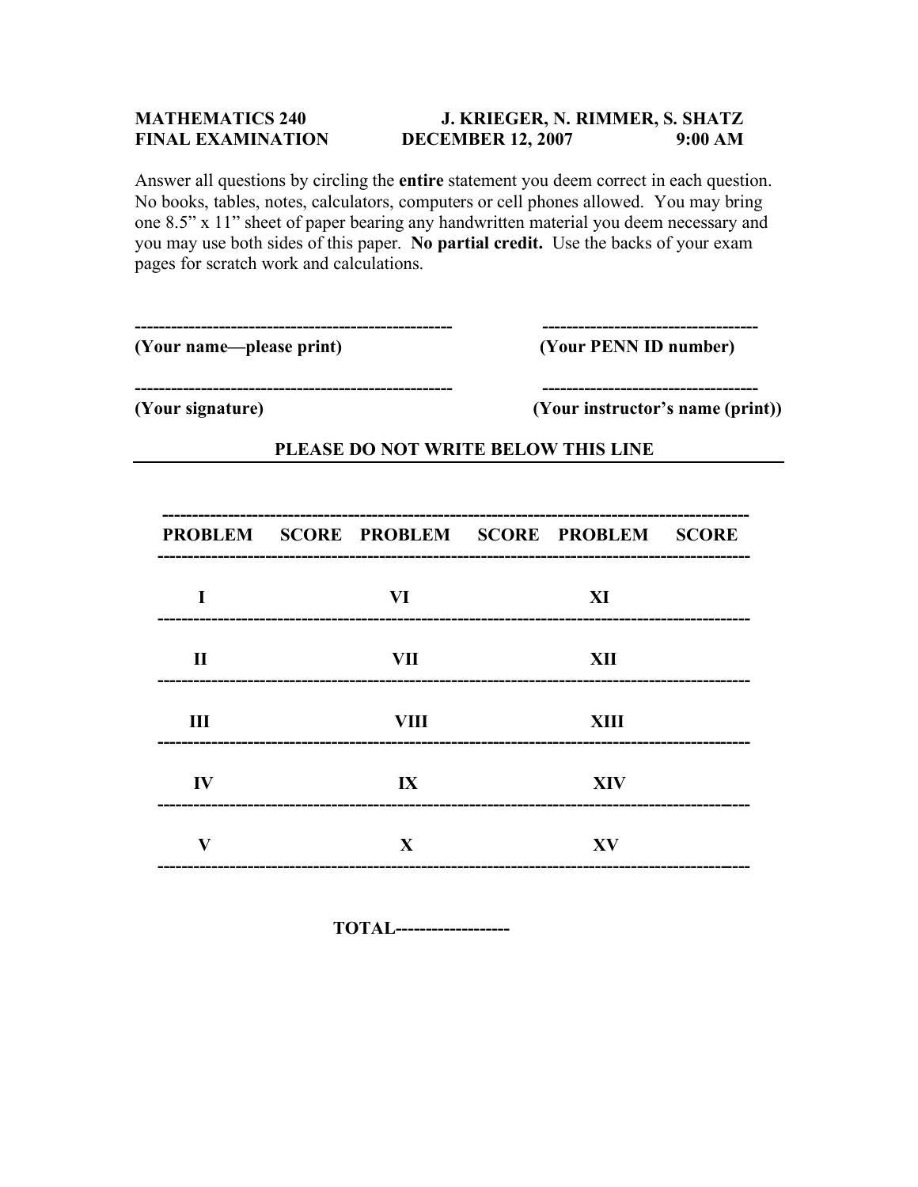**MATHEMATICS 240** **J. KRIEGER, N. RIMMER, S. SHATZ**
**FINAL EXAMINATION** **DECEMBER 12, 2007** **9:00 AM**

Answer all questions by circling the **entire** statement you deem correct in each question. No books, tables, notes, calculators, computers or cell phones allowed. You may bring one 8.5" x 11" sheet of paper bearing any handwritten material you deem necessary and you may use both sides of this paper. **No partial credit.** Use the backs of your exam pages for scratch work and calculations.

---------------------------------------------------- -----------------------------------
**(Your name—please print)** **(Your PENN ID number)**

---------------------------------------------------- -----------------------------------
**(Your signature)** **(Your instructor's name (print))**

**PLEASE DO NOT WRITE BELOW THIS LINE**

| PROBLEM | SCORE | PROBLEM | SCORE | PROBLEM | SCORE |
|---|---|---|---|---|---|
| I | | VI | | XI | |
| II | | VII | | XII | |
| III | | VIII | | XIII | |
| IV | | IX | | XIV | |
| V | | X | | XV | |

**TOTAL-------------------**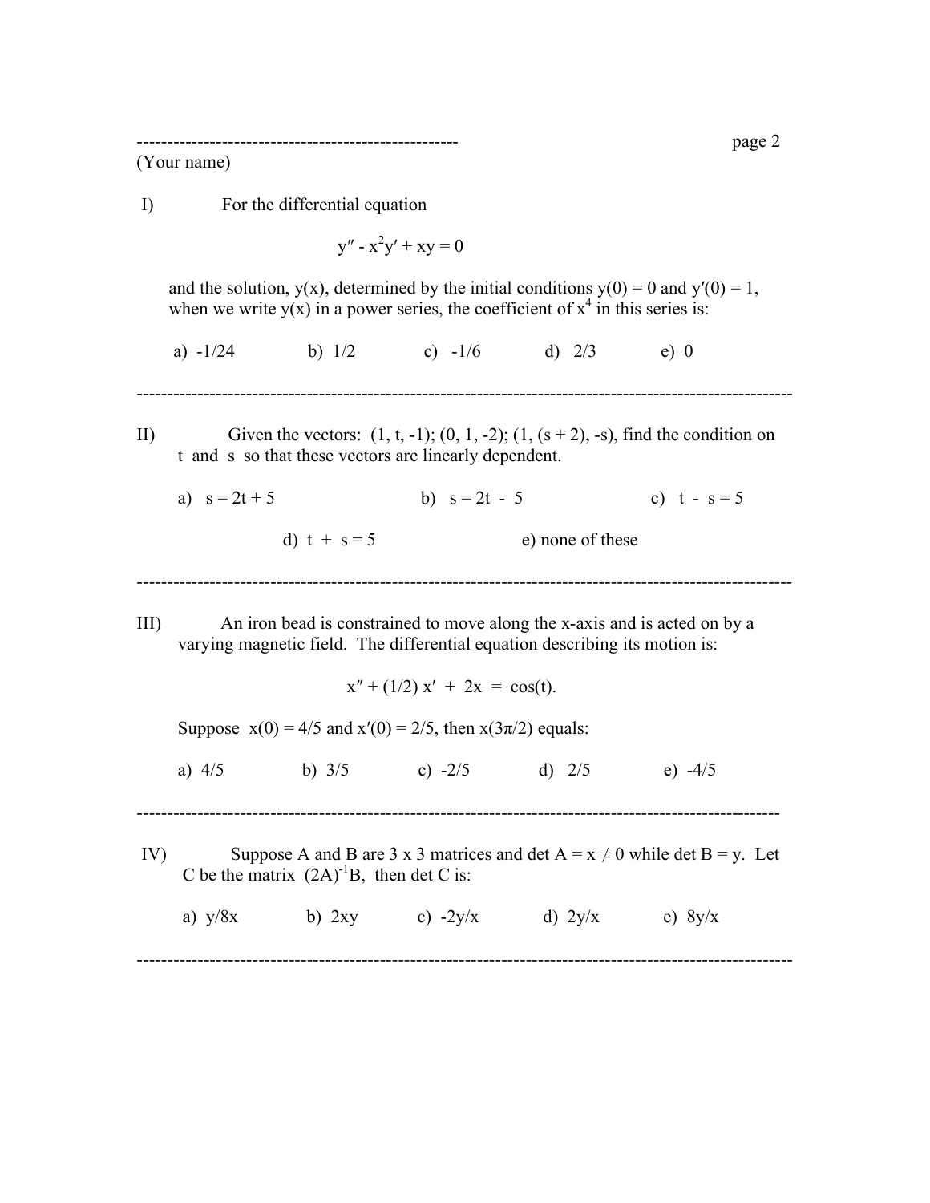-----------------------------------------------------
(Your name)

I) For the differential equation

$$y'' - x^2y' + xy = 0$$

and the solution, $y(x)$, determined by the initial conditions $y(0) = 0$ and $y'(0) = 1$, when we write $y(x)$ in a power series, the coefficient of $x^4$ in this series is:

a) $-1/24$ b) $1/2$ c) $-1/6$ d) $2/3$ e) $0$

---

II) Given the vectors: $(1, t, -1)$; $(0, 1, -2)$; $(1, (s + 2), -s)$, find the condition on $t$ and $s$ so that these vectors are linearly dependent.

a) $s = 2t + 5$ b) $s = 2t - 5$ c) $t - s = 5$

d) $t + s = 5$ e) none of these

---

III) An iron bead is constrained to move along the x-axis and is acted on by a varying magnetic field. The differential equation describing its motion is:

$$x'' + (1/2)\,x' + 2x = \cos(t).$$

Suppose $x(0) = 4/5$ and $x'(0) = 2/5$, then $x(3\pi/2)$ equals:

a) $4/5$ b) $3/5$ c) $-2/5$ d) $2/5$ e) $-4/5$

---

IV) Suppose A and B are 3 x 3 matrices and $\det A = x \neq 0$ while $\det B = y$. Let C be the matrix $(2A)^{-1}B$, then $\det C$ is:

a) $y/8x$ b) $2xy$ c) $-2y/x$ d) $2y/x$ e) $8y/x$

---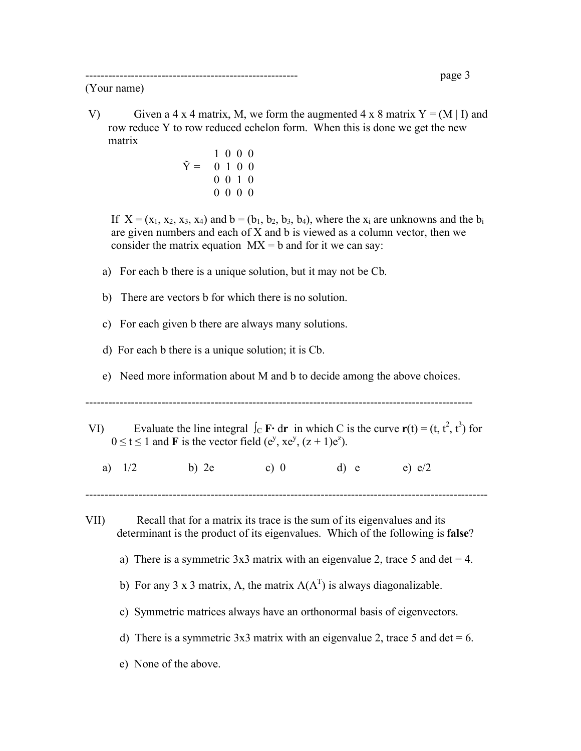---------------------------------------------------------
(Your name)

V) Given a 4 x 4 matrix, M, we form the augmented 4 x 8 matrix Y = (M | I) and row reduce Y to row reduced echelon form. When this is done we get the new matrix

$$\tilde{Y} = \begin{matrix} 1 & 0 & 0 & 0 \\ 0 & 1 & 0 & 0 \\ 0 & 0 & 1 & 0 \\ 0 & 0 & 0 & 0 \end{matrix}$$

If $X = (x_1, x_2, x_3, x_4)$ and $b = (b_1, b_2, b_3, b_4)$, where the $x_i$ are unknowns and the $b_i$ are given numbers and each of X and b is viewed as a column vector, then we consider the matrix equation MX = b and for it we can say:

a) For each b there is a unique solution, but it may not be Cb.

b) There are vectors b for which there is no solution.

c) For each given b there are always many solutions.

d) For each b there is a unique solution; it is Cb.

e) Need more information about M and b to decide among the above choices.

---

VI) Evaluate the line integral $\int_C \mathbf{F} \cdot d\mathbf{r}$ in which C is the curve $\mathbf{r}(t) = (t, t^2, t^3)$ for $0 \leq t \leq 1$ and $\mathbf{F}$ is the vector field $(e^y, xe^y, (z + 1)e^z)$.

a) 1/2 b) 2e c) 0 d) e e) e/2

---

VII) Recall that for a matrix its trace is the sum of its eigenvalues and its determinant is the product of its eigenvalues. Which of the following is **false**?

a) There is a symmetric 3x3 matrix with an eigenvalue 2, trace 5 and det = 4.

b) For any 3 x 3 matrix, A, the matrix $A(A^T)$ is always diagonalizable.

c) Symmetric matrices always have an orthonormal basis of eigenvectors.

d) There is a symmetric 3x3 matrix with an eigenvalue 2, trace 5 and det = 6.

e) None of the above.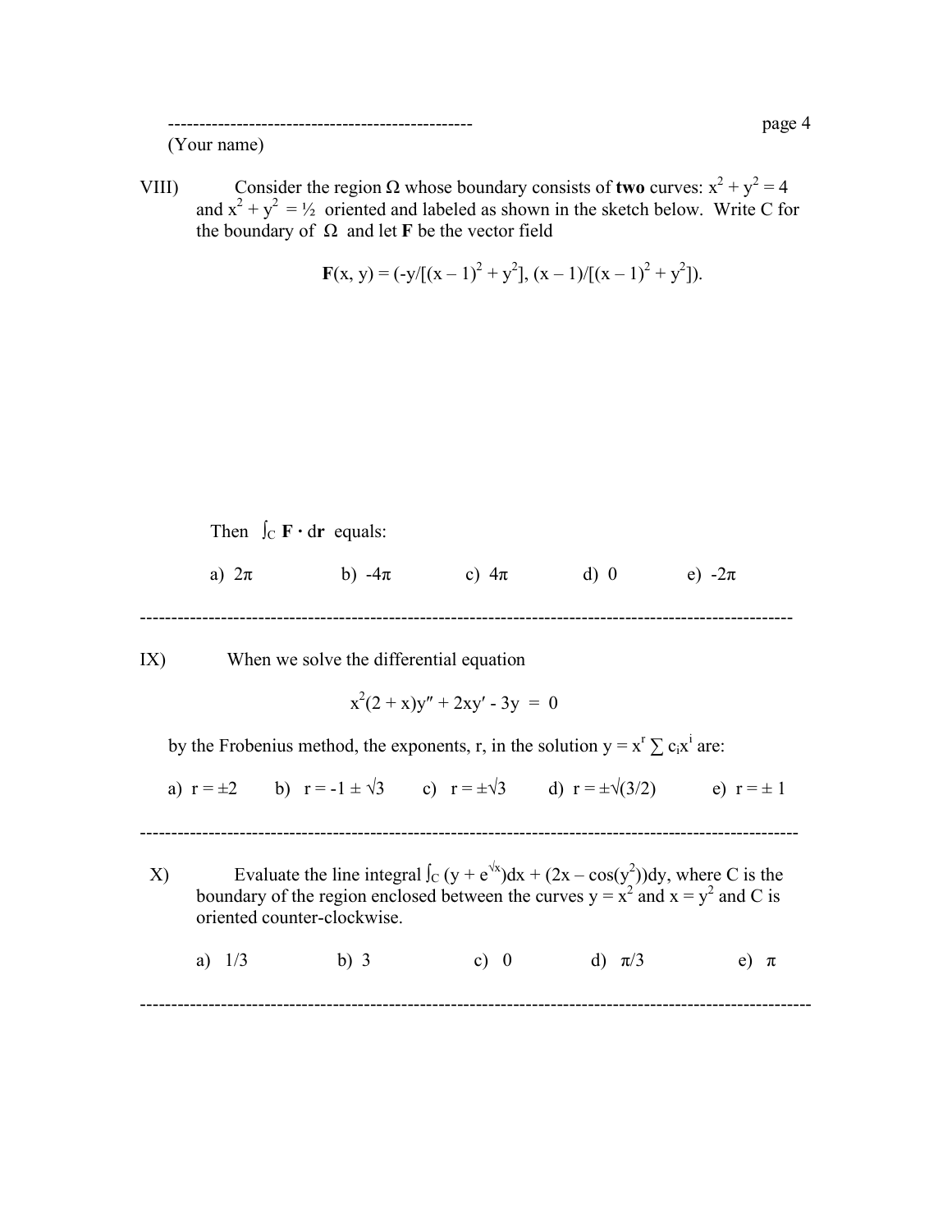------------------------------------------------
(Your name)

VIII) Consider the region $\Omega$ whose boundary consists of **two** curves: $x^2 + y^2 = 4$ and $x^2 + y^2 = ½$ oriented and labeled as shown in the sketch below. Write C for the boundary of $\Omega$ and let **F** be the vector field

$$\mathbf{F}(x, y) = (-y/[(x-1)^2 + y^2],\ (x-1)/[(x-1)^2 + y^2]).$$

Then $\int_C \mathbf{F} \cdot d\mathbf{r}$ equals:

a) $2\pi$ b) $-4\pi$ c) $4\pi$ d) $0$ e) $-2\pi$

---

IX) When we solve the differential equation

$$x^2(2 + x)y'' + 2xy' - 3y = 0$$

by the Frobenius method, the exponents, r, in the solution $y = x^r \sum c_i x^i$ are:

a) $r = \pm 2$ b) $r = -1 \pm \sqrt{3}$ c) $r = \pm\sqrt{3}$ d) $r = \pm\sqrt{(3/2)}$ e) $r = \pm 1$

---

X) Evaluate the line integral $\int_C (y + e^{\sqrt{x}})dx + (2x - \cos(y^2))dy$, where C is the boundary of the region enclosed between the curves $y = x^2$ and $x = y^2$ and C is oriented counter-clockwise.

a) $1/3$ b) $3$ c) $0$ d) $\pi/3$ e) $\pi$

---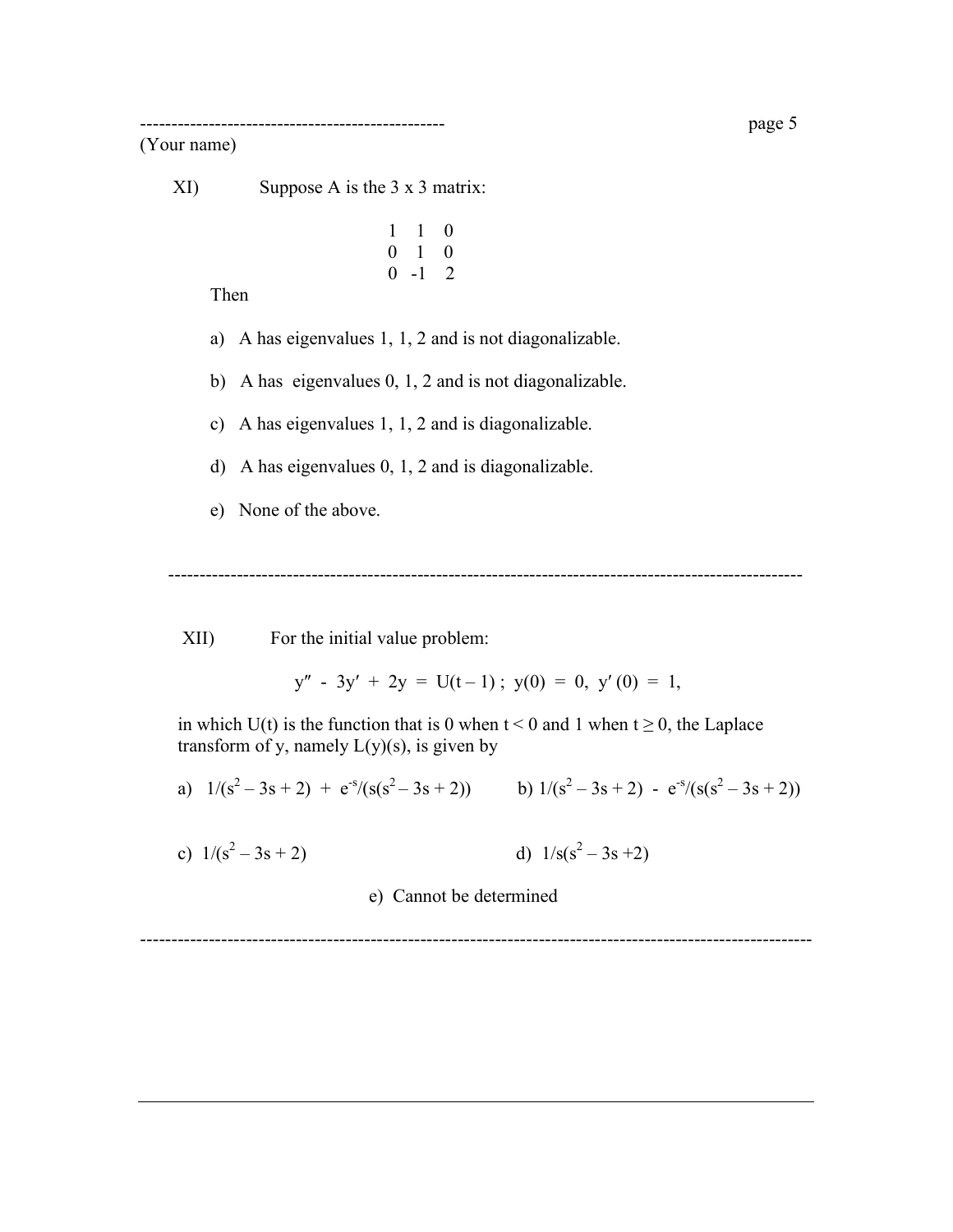------------------------------------------------

(Your name)

XI) Suppose A is the 3 x 3 matrix:

$$\begin{matrix} 1 & 1 & 0 \\ 0 & 1 & 0 \\ 0 & -1 & 2 \end{matrix}$$

Then

a) A has eigenvalues 1, 1, 2 and is not diagonalizable.

b) A has eigenvalues 0, 1, 2 and is not diagonalizable.

c) A has eigenvalues 1, 1, 2 and is diagonalizable.

d) A has eigenvalues 0, 1, 2 and is diagonalizable.

e) None of the above.

---

XII) For the initial value problem:

$$y'' - 3y' + 2y = U(t-1)\ ;\ y(0) = 0,\ y'(0) = 1,$$

in which $U(t)$ is the function that is 0 when $t < 0$ and 1 when $t \geq 0$, the Laplace transform of y, namely $L(y)(s)$, is given by

a) $1/(s^2 - 3s + 2) + e^{-s}/(s(s^2 - 3s + 2))$

b) $1/(s^2 - 3s + 2) - e^{-s}/(s(s^2 - 3s + 2))$

c) $1/(s^2 - 3s + 2)$

d) $1/s(s^2 - 3s + 2)$

e) Cannot be determined

---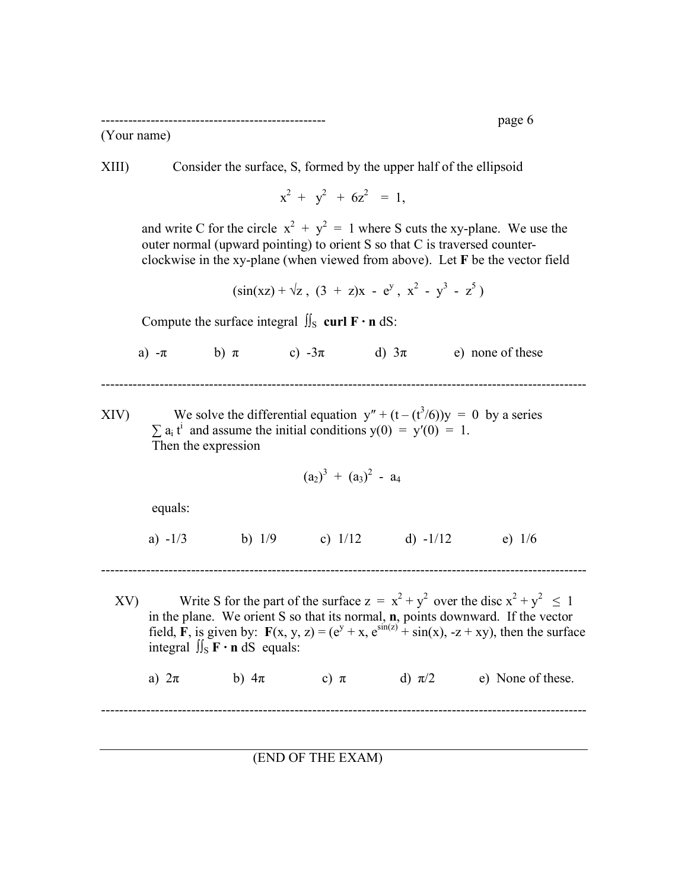(Your name)

XIII) Consider the surface, S, formed by the upper half of the ellipsoid

$$x^2 + y^2 + 6z^2 = 1,$$

and write C for the circle $x^2 + y^2 = 1$ where S cuts the xy-plane. We use the outer normal (upward pointing) to orient S so that C is traversed counter-clockwise in the xy-plane (when viewed from above). Let **F** be the vector field

$$(\sin(xz) + \sqrt{z}\,,\ (3 + z)x - e^y,\ x^2 - y^3 - z^5)$$

Compute the surface integral $\iint_S \textbf{curl F} \cdot \mathbf{n}\, dS$:

a) $-\pi$ b) $\pi$ c) $-3\pi$ d) $3\pi$ e) none of these

---

XIV) We solve the differential equation $y'' + (t - (t^3/6))y = 0$ by a series $\sum a_i t^i$ and assume the initial conditions $y(0) = y'(0) = 1$. Then the expression

$$(a_2)^3 + (a_3)^2 - a_4$$

equals:

a) $-1/3$ b) $1/9$ c) $1/12$ d) $-1/12$ e) $1/6$

---

XV) Write S for the part of the surface $z = x^2 + y^2$ over the disc $x^2 + y^2 \leq 1$ in the plane. We orient S so that its normal, **n**, points downward. If the vector field, **F**, is given by: $\mathbf{F}(x, y, z) = (e^y + x, e^{\sin(z)} + \sin(x), -z + xy)$, then the surface integral $\iint_S \mathbf{F} \cdot \mathbf{n}\, dS$ equals:

a) $2\pi$ b) $4\pi$ c) $\pi$ d) $\pi/2$ e) None of these.

---

(END OF THE EXAM)